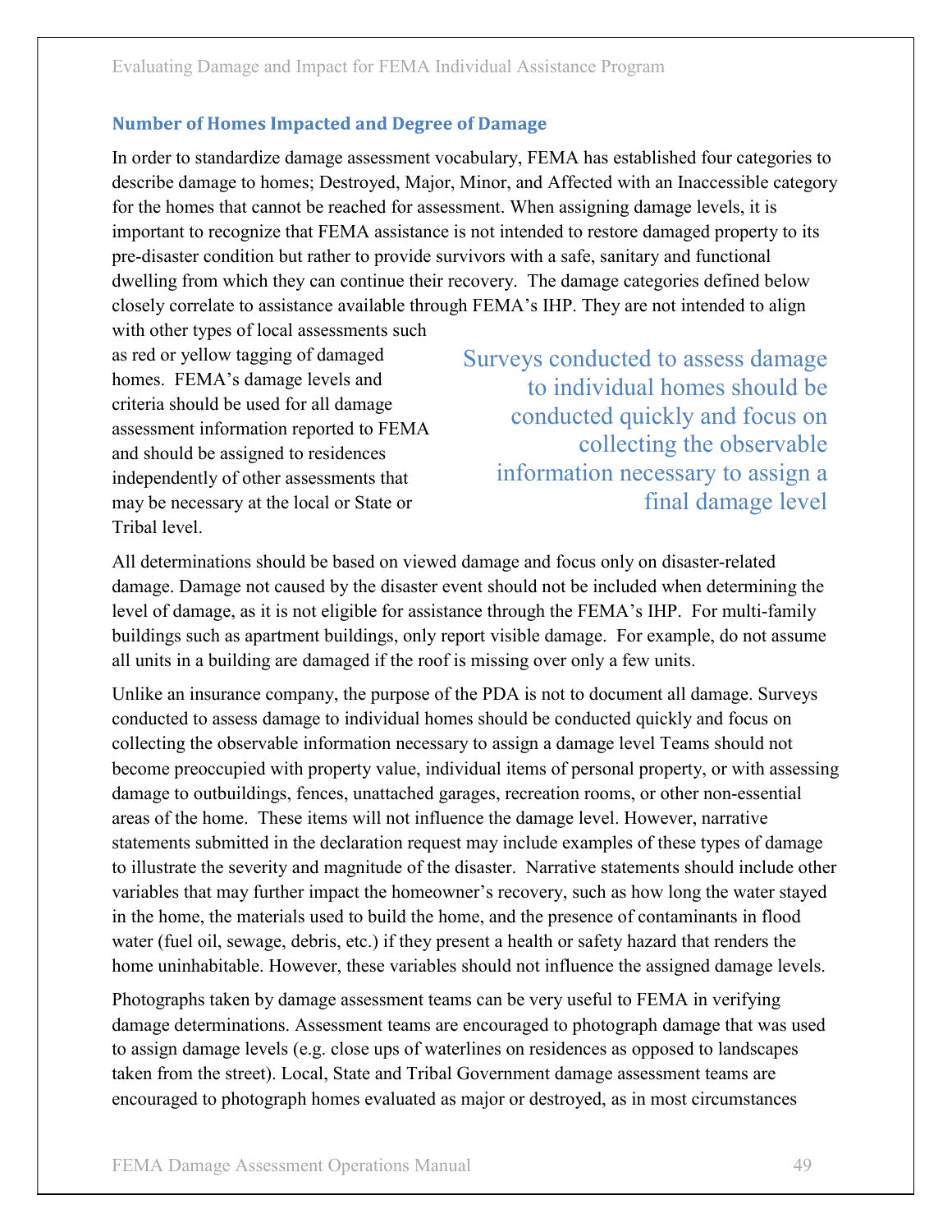### Number of Homes Impacted and Degree of Damage

In order to standardize damage assessment vocabulary, FEMA has established four categories to describe damage to homes; Destroyed, Major, Minor, and Affected with an Inaccessible category for the homes that cannot be reached for assessment. When assigning damage levels, it is important to recognize that FEMA assistance is not intended to restore damaged property to its pre-disaster condition but rather to provide survivors with a safe, sanitary and functional dwelling from which they can continue their recovery. The damage categories defined below closely correlate to assistance available through FEMA's IHP. They are not intended to align with other types of local assessments such as red or yellow tagging of damaged homes. FEMA's damage levels and criteria should be used for all damage assessment information reported to FEMA and should be assigned to residences independently of other assessments that may be necessary at the local or State or Tribal level.

> Surveys conducted to assess damage to individual homes should be conducted quickly and focus on collecting the observable information necessary to assign a final damage level

All determinations should be based on viewed damage and focus only on disaster-related damage. Damage not caused by the disaster event should not be included when determining the level of damage, as it is not eligible for assistance through the FEMA's IHP. For multi-family buildings such as apartment buildings, only report visible damage. For example, do not assume all units in a building are damaged if the roof is missing over only a few units.

Unlike an insurance company, the purpose of the PDA is not to document all damage. Surveys conducted to assess damage to individual homes should be conducted quickly and focus on collecting the observable information necessary to assign a damage level Teams should not become preoccupied with property value, individual items of personal property, or with assessing damage to outbuildings, fences, unattached garages, recreation rooms, or other non-essential areas of the home. These items will not influence the damage level. However, narrative statements submitted in the declaration request may include examples of these types of damage to illustrate the severity and magnitude of the disaster. Narrative statements should include other variables that may further impact the homeowner's recovery, such as how long the water stayed in the home, the materials used to build the home, and the presence of contaminants in flood water (fuel oil, sewage, debris, etc.) if they present a health or safety hazard that renders the home uninhabitable. However, these variables should not influence the assigned damage levels.

Photographs taken by damage assessment teams can be very useful to FEMA in verifying damage determinations. Assessment teams are encouraged to photograph damage that was used to assign damage levels (e.g. close ups of waterlines on residences as opposed to landscapes taken from the street). Local, State and Tribal Government damage assessment teams are encouraged to photograph homes evaluated as major or destroyed, as in most circumstances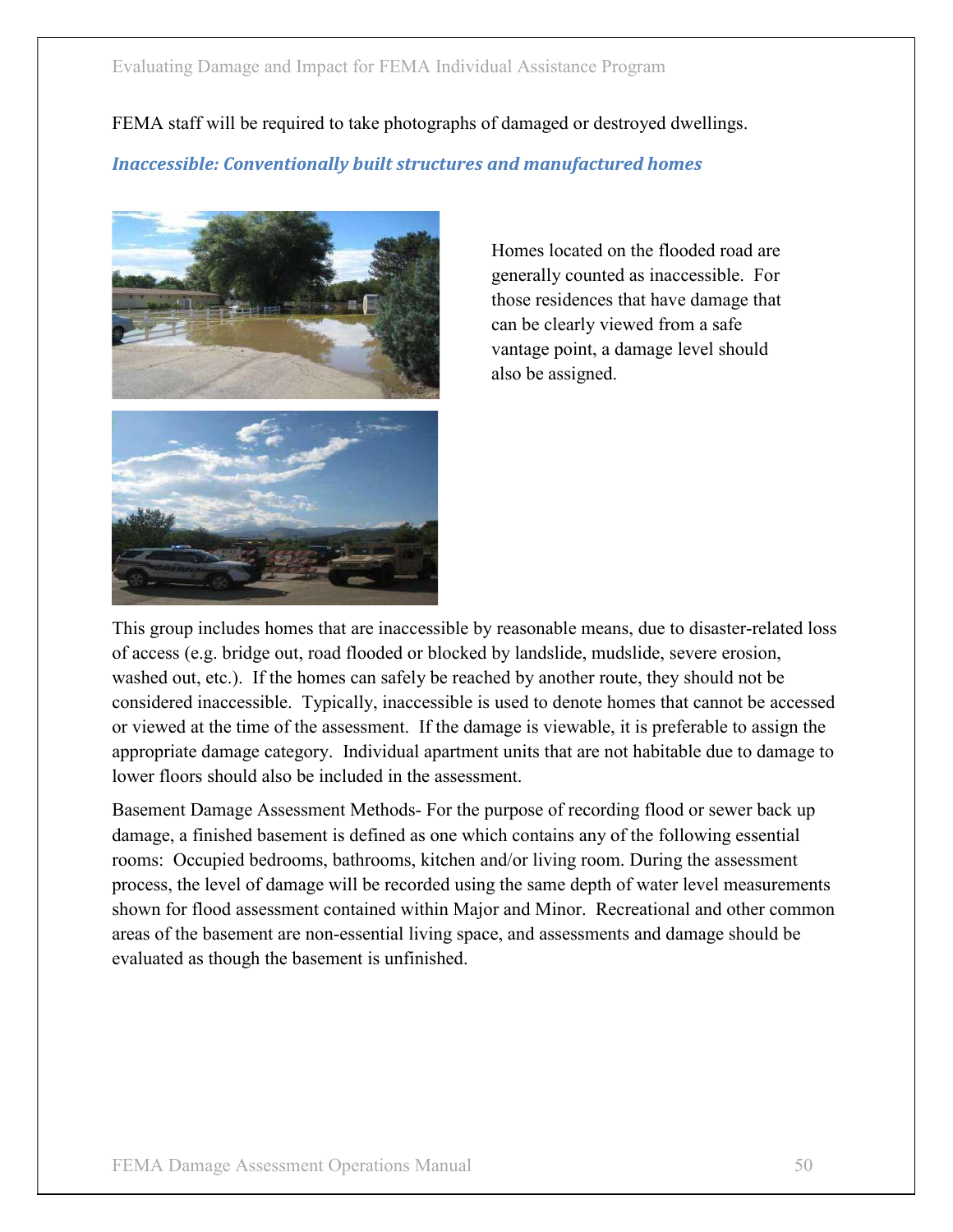FEMA staff will be required to take photographs of damaged or destroyed dwellings.

### *Inaccessible: Conventionally built structures and manufactured homes*

Homes located on the flooded road are generally counted as inaccessible. For those residences that have damage that can be clearly viewed from a safe vantage point, a damage level should also be assigned.

This group includes homes that are inaccessible by reasonable means, due to disaster-related loss of access (e.g. bridge out, road flooded or blocked by landslide, mudslide, severe erosion, washed out, etc.). If the homes can safely be reached by another route, they should not be considered inaccessible. Typically, inaccessible is used to denote homes that cannot be accessed or viewed at the time of the assessment. If the damage is viewable, it is preferable to assign the appropriate damage category. Individual apartment units that are not habitable due to damage to lower floors should also be included in the assessment.

Basement Damage Assessment Methods- For the purpose of recording flood or sewer back up damage, a finished basement is defined as one which contains any of the following essential rooms: Occupied bedrooms, bathrooms, kitchen and/or living room. During the assessment process, the level of damage will be recorded using the same depth of water level measurements shown for flood assessment contained within Major and Minor. Recreational and other common areas of the basement are non-essential living space, and assessments and damage should be evaluated as though the basement is unfinished.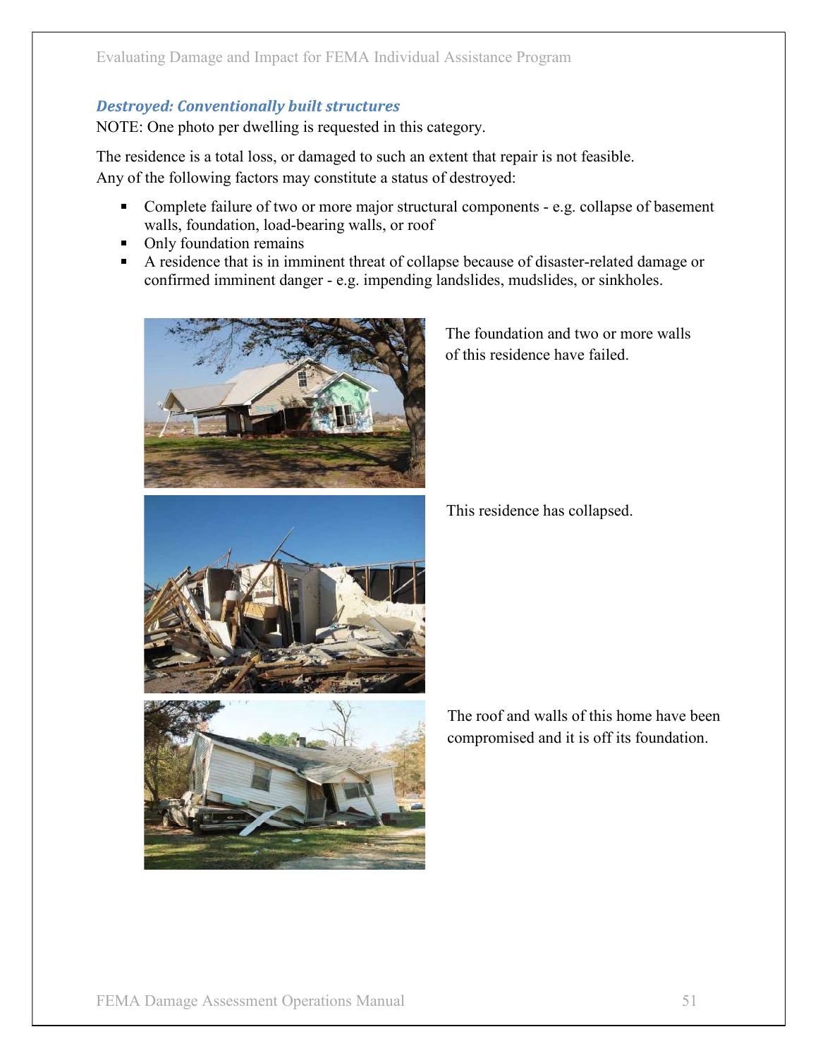### *Destroyed: Conventionally built structures*

NOTE: One photo per dwelling is requested in this category.

The residence is a total loss, or damaged to such an extent that repair is not feasible.
Any of the following factors may constitute a status of destroyed:

- Complete failure of two or more major structural components - e.g. collapse of basement walls, foundation, load-bearing walls, or roof
- Only foundation remains
- A residence that is in imminent threat of collapse because of disaster-related damage or confirmed imminent danger - e.g. impending landslides, mudslides, or sinkholes.

The foundation and two or more walls of this residence have failed.

This residence has collapsed.

The roof and walls of this home have been compromised and it is off its foundation.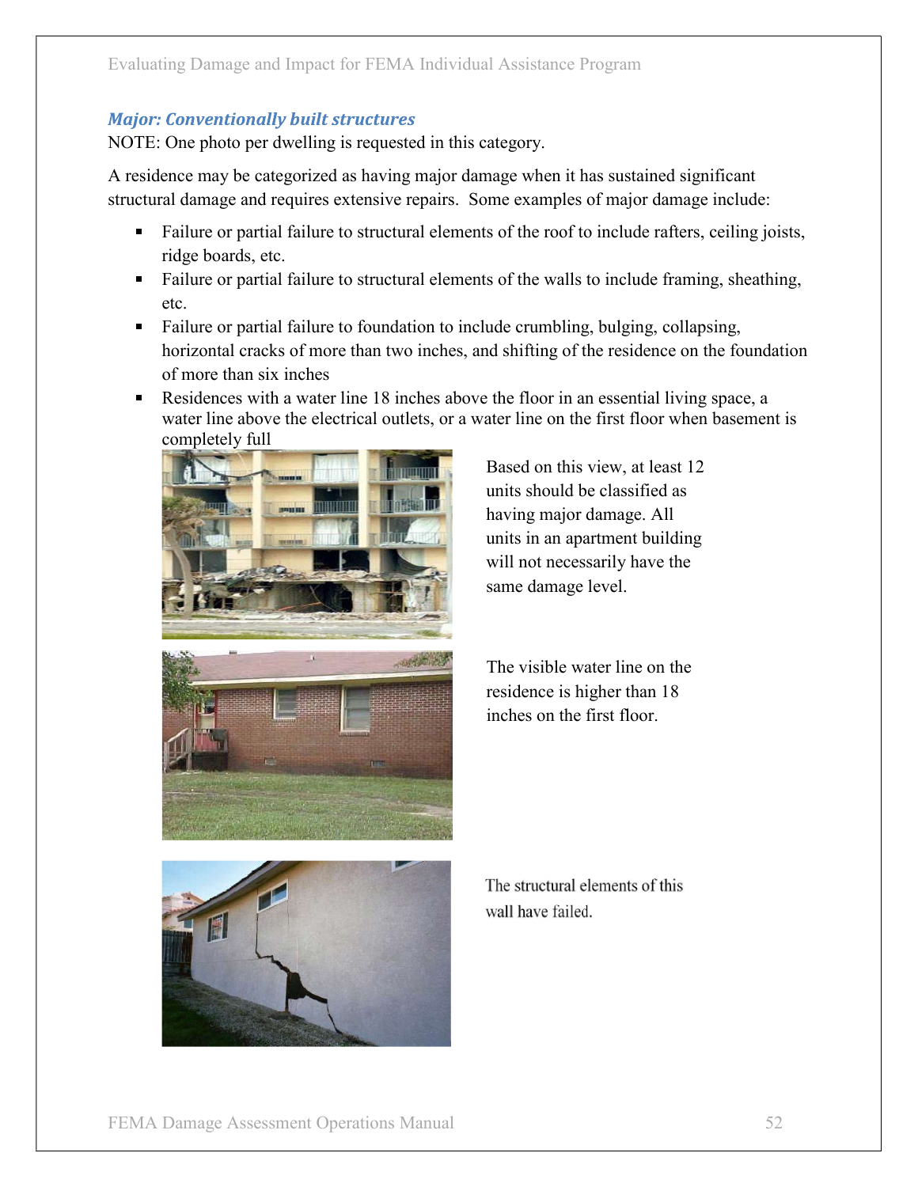### *Major: Conventionally built structures*

NOTE: One photo per dwelling is requested in this category.

A residence may be categorized as having major damage when it has sustained significant structural damage and requires extensive repairs. Some examples of major damage include:

- Failure or partial failure to structural elements of the roof to include rafters, ceiling joists, ridge boards, etc.
- Failure or partial failure to structural elements of the walls to include framing, sheathing, etc.
- Failure or partial failure to foundation to include crumbling, bulging, collapsing, horizontal cracks of more than two inches, and shifting of the residence on the foundation of more than six inches
- Residences with a water line 18 inches above the floor in an essential living space, a water line above the electrical outlets, or a water line on the first floor when basement is completely full

Based on this view, at least 12 units should be classified as having major damage. All units in an apartment building will not necessarily have the same damage level.

The visible water line on the residence is higher than 18 inches on the first floor.

The structural elements of this wall have failed.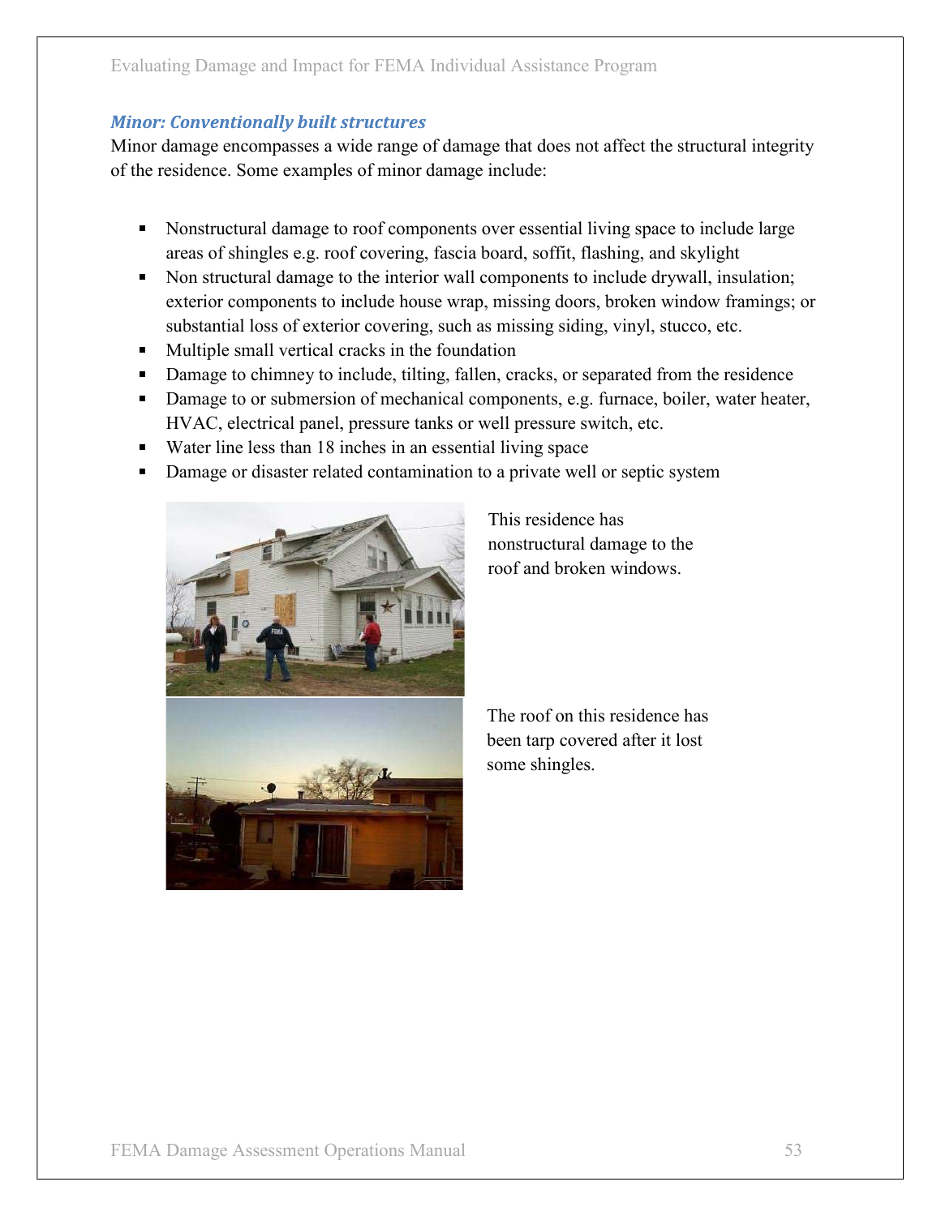### *Minor: Conventionally built structures*

Minor damage encompasses a wide range of damage that does not affect the structural integrity of the residence. Some examples of minor damage include:

- Nonstructural damage to roof components over essential living space to include large areas of shingles e.g. roof covering, fascia board, soffit, flashing, and skylight
- Non structural damage to the interior wall components to include drywall, insulation; exterior components to include house wrap, missing doors, broken window framings; or substantial loss of exterior covering, such as missing siding, vinyl, stucco, etc.
- Multiple small vertical cracks in the foundation
- Damage to chimney to include, tilting, fallen, cracks, or separated from the residence
- Damage to or submersion of mechanical components, e.g. furnace, boiler, water heater, HVAC, electrical panel, pressure tanks or well pressure switch, etc.
- Water line less than 18 inches in an essential living space
- Damage or disaster related contamination to a private well or septic system

This residence has nonstructural damage to the roof and broken windows.

The roof on this residence has been tarp covered after it lost some shingles.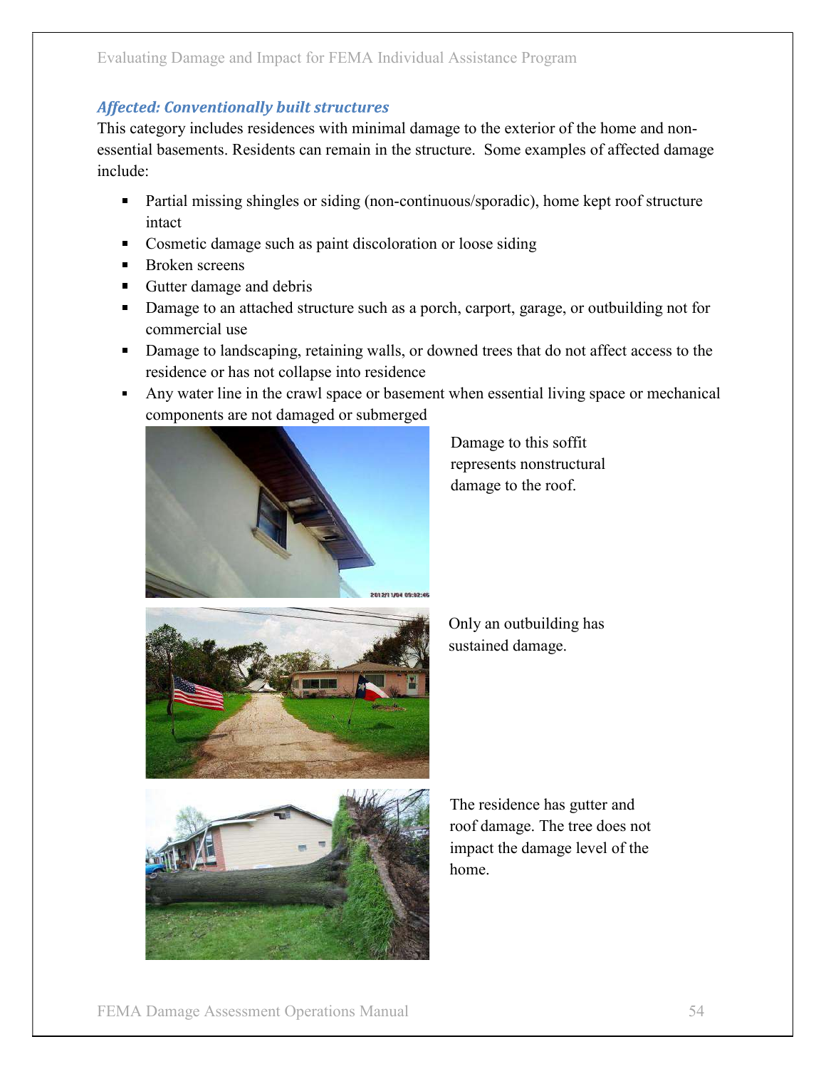### *Affected: Conventionally built structures*

This category includes residences with minimal damage to the exterior of the home and non-essential basements. Residents can remain in the structure. Some examples of affected damage include:

- Partial missing shingles or siding (non-continuous/sporadic), home kept roof structure intact
- Cosmetic damage such as paint discoloration or loose siding
- Broken screens
- Gutter damage and debris
- Damage to an attached structure such as a porch, carport, garage, or outbuilding not for commercial use
- Damage to landscaping, retaining walls, or downed trees that do not affect access to the residence or has not collapse into residence
- Any water line in the crawl space or basement when essential living space or mechanical components are not damaged or submerged

Damage to this soffit represents nonstructural damage to the roof.

Only an outbuilding has sustained damage.

The residence has gutter and roof damage. The tree does not impact the damage level of the home.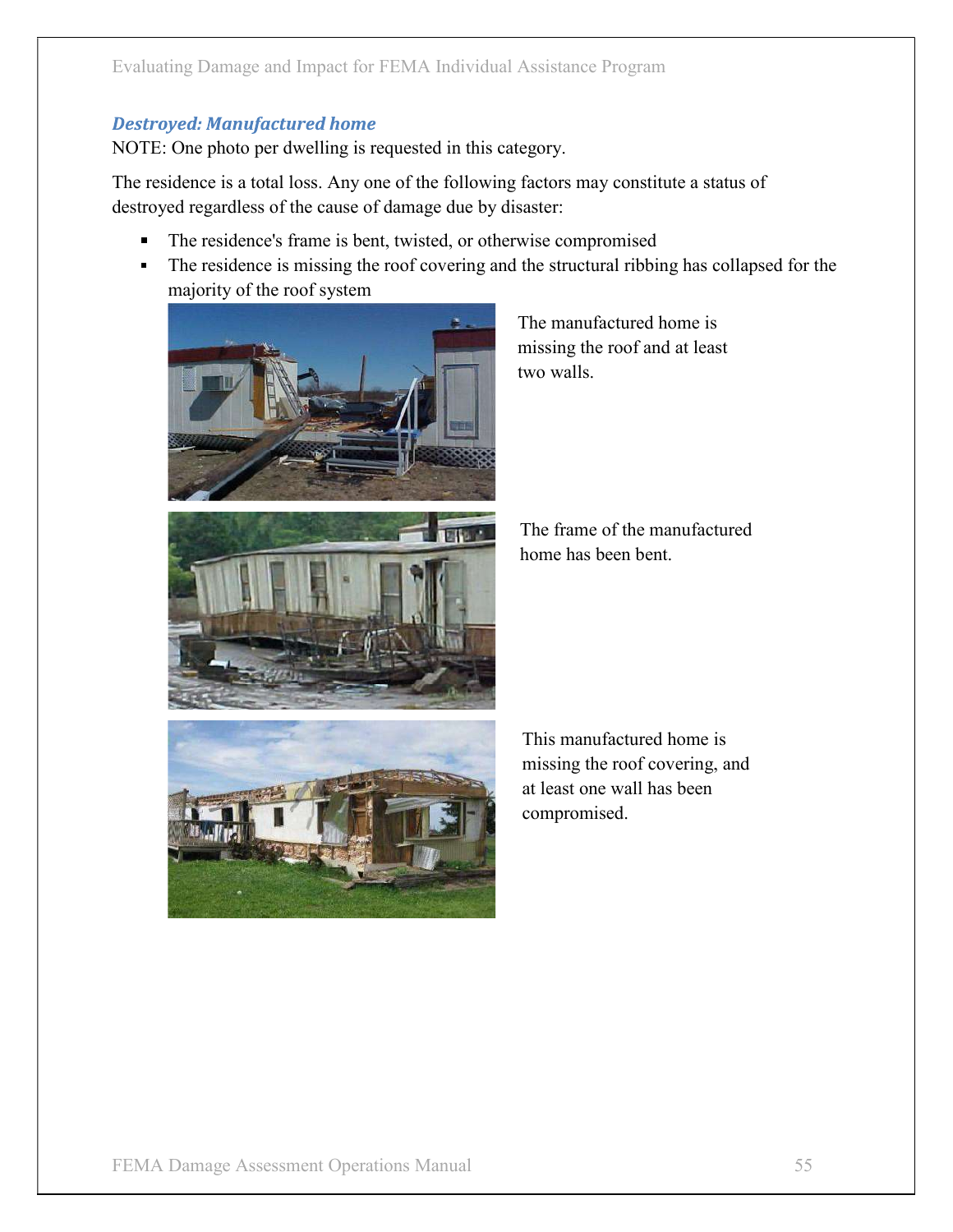### *Destroyed: Manufactured home*

NOTE: One photo per dwelling is requested in this category.

The residence is a total loss. Any one of the following factors may constitute a status of destroyed regardless of the cause of damage due by disaster:

- The residence's frame is bent, twisted, or otherwise compromised
- The residence is missing the roof covering and the structural ribbing has collapsed for the majority of the roof system

The manufactured home is missing the roof and at least two walls.

The frame of the manufactured home has been bent.

This manufactured home is missing the roof covering, and at least one wall has been compromised.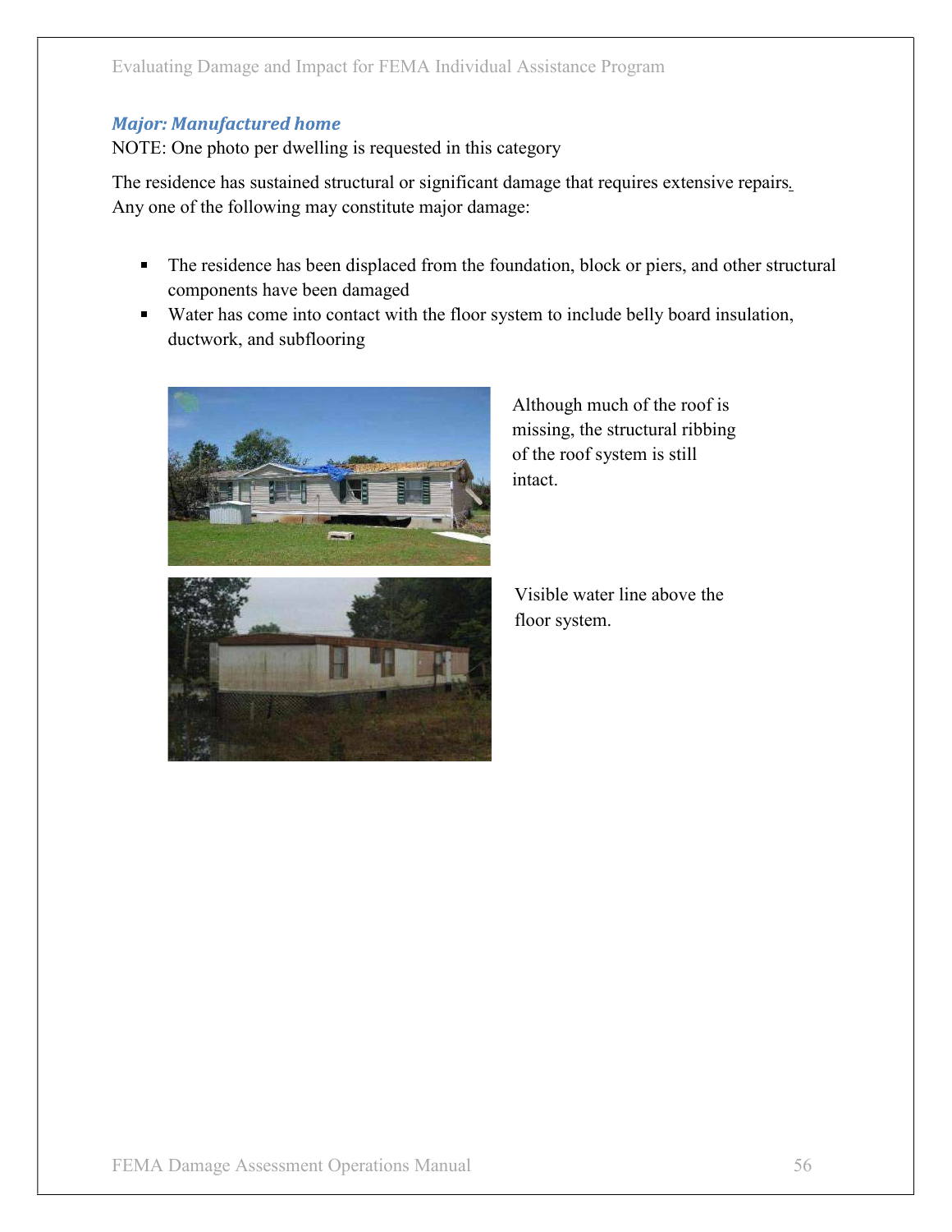### *Major: Manufactured home*

NOTE: One photo per dwelling is requested in this category

The residence has sustained structural or significant damage that requires extensive repairs. Any one of the following may constitute major damage:

- The residence has been displaced from the foundation, block or piers, and other structural components have been damaged
- Water has come into contact with the floor system to include belly board insulation, ductwork, and subflooring

Although much of the roof is missing, the structural ribbing of the roof system is still intact.

Visible water line above the floor system.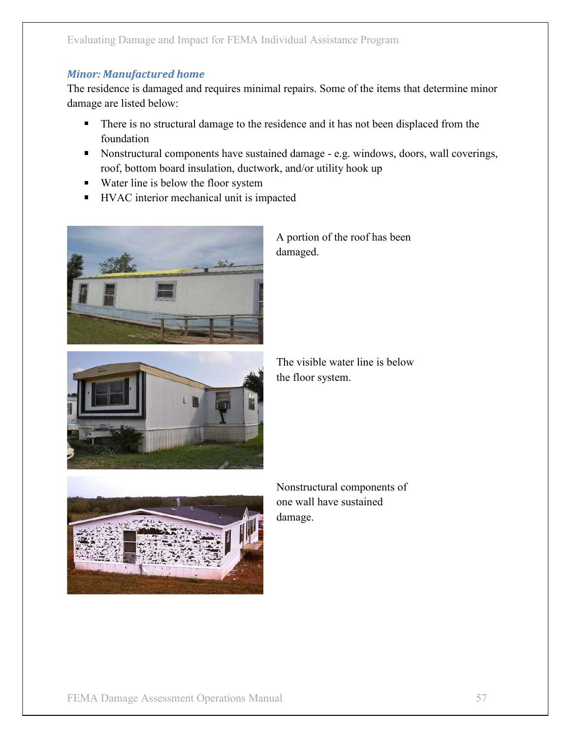### *Minor: Manufactured home*

The residence is damaged and requires minimal repairs. Some of the items that determine minor damage are listed below:

- There is no structural damage to the residence and it has not been displaced from the foundation
- Nonstructural components have sustained damage - e.g. windows, doors, wall coverings, roof, bottom board insulation, ductwork, and/or utility hook up
- Water line is below the floor system
- HVAC interior mechanical unit is impacted

A portion of the roof has been damaged.

The visible water line is below the floor system.

Nonstructural components of one wall have sustained damage.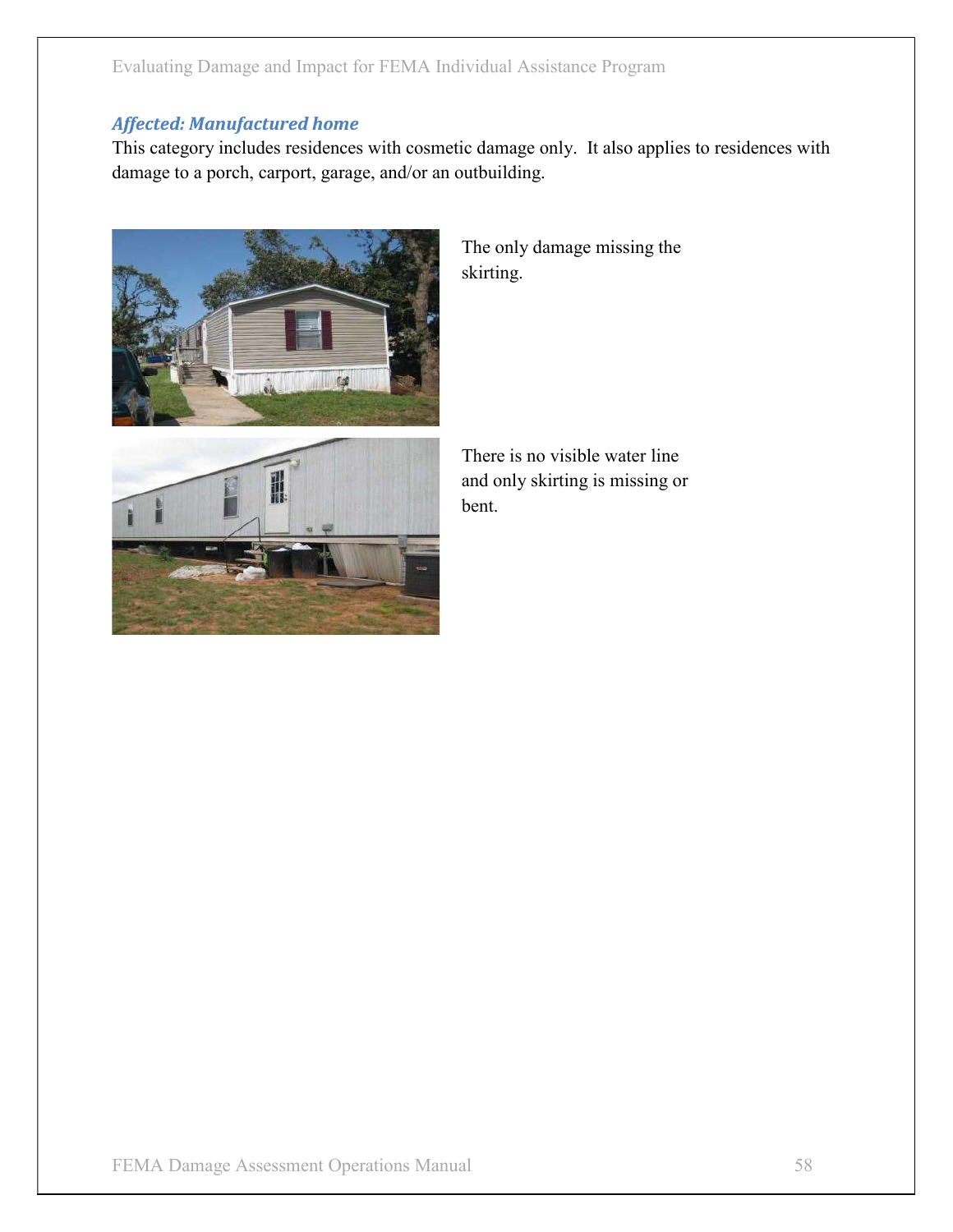### *Affected: Manufactured home*

This category includes residences with cosmetic damage only. It also applies to residences with damage to a porch, carport, garage, and/or an outbuilding.

The only damage missing the skirting.

There is no visible water line and only skirting is missing or bent.